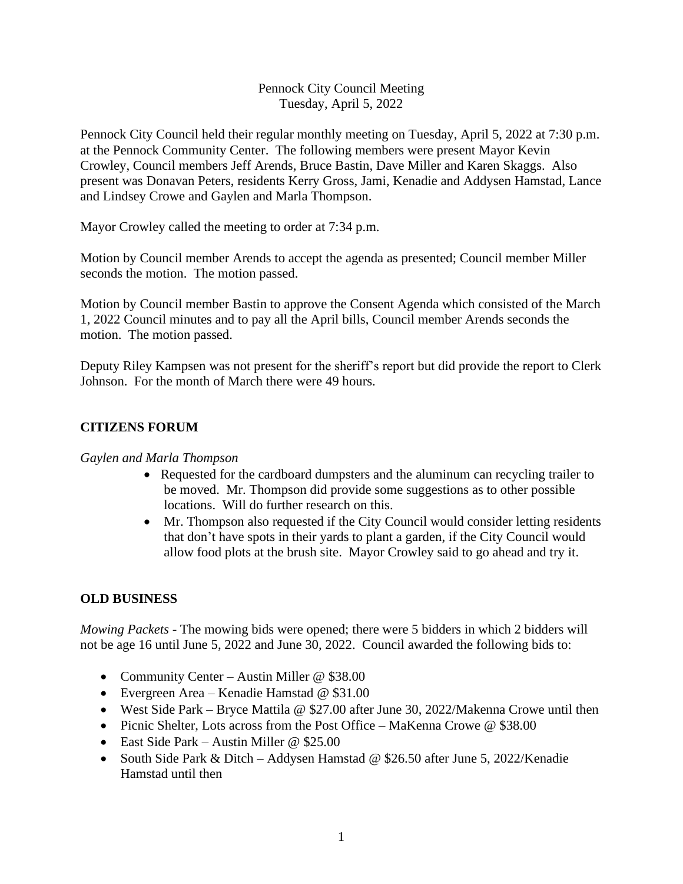Pennock City Council Meeting
Tuesday, April 5, 2022

Pennock City Council held their regular monthly meeting on Tuesday, April 5, 2022 at 7:30 p.m. at the Pennock Community Center. The following members were present Mayor Kevin Crowley, Council members Jeff Arends, Bruce Bastin, Dave Miller and Karen Skaggs. Also present was Donavan Peters, residents Kerry Gross, Jami, Kenadie and Addysen Hamstad, Lance and Lindsey Crowe and Gaylen and Marla Thompson.

Mayor Crowley called the meeting to order at 7:34 p.m.

Motion by Council member Arends to accept the agenda as presented; Council member Miller seconds the motion. The motion passed.

Motion by Council member Bastin to approve the Consent Agenda which consisted of the March 1, 2022 Council minutes and to pay all the April bills, Council member Arends seconds the motion. The motion passed.

Deputy Riley Kampsen was not present for the sheriff's report but did provide the report to Clerk Johnson. For the month of March there were 49 hours.

## CITIZENS FORUM

*Gaylen and Marla Thompson*

- Requested for the cardboard dumpsters and the aluminum can recycling trailer to be moved. Mr. Thompson did provide some suggestions as to other possible locations. Will do further research on this.
- Mr. Thompson also requested if the City Council would consider letting residents that don't have spots in their yards to plant a garden, if the City Council would allow food plots at the brush site. Mayor Crowley said to go ahead and try it.

## OLD BUSINESS

*Mowing Packets* - The mowing bids were opened; there were 5 bidders in which 2 bidders will not be age 16 until June 5, 2022 and June 30, 2022. Council awarded the following bids to:

- Community Center – Austin Miller @ $38.00
- Evergreen Area – Kenadie Hamstad @ $31.00
- West Side Park – Bryce Mattila @ $27.00 after June 30, 2022/Makenna Crowe until then
- Picnic Shelter, Lots across from the Post Office – MaKenna Crowe @ $38.00
- East Side Park – Austin Miller @ $25.00
- South Side Park & Ditch – Addysen Hamstad @ $26.50 after June 5, 2022/Kenadie Hamstad until then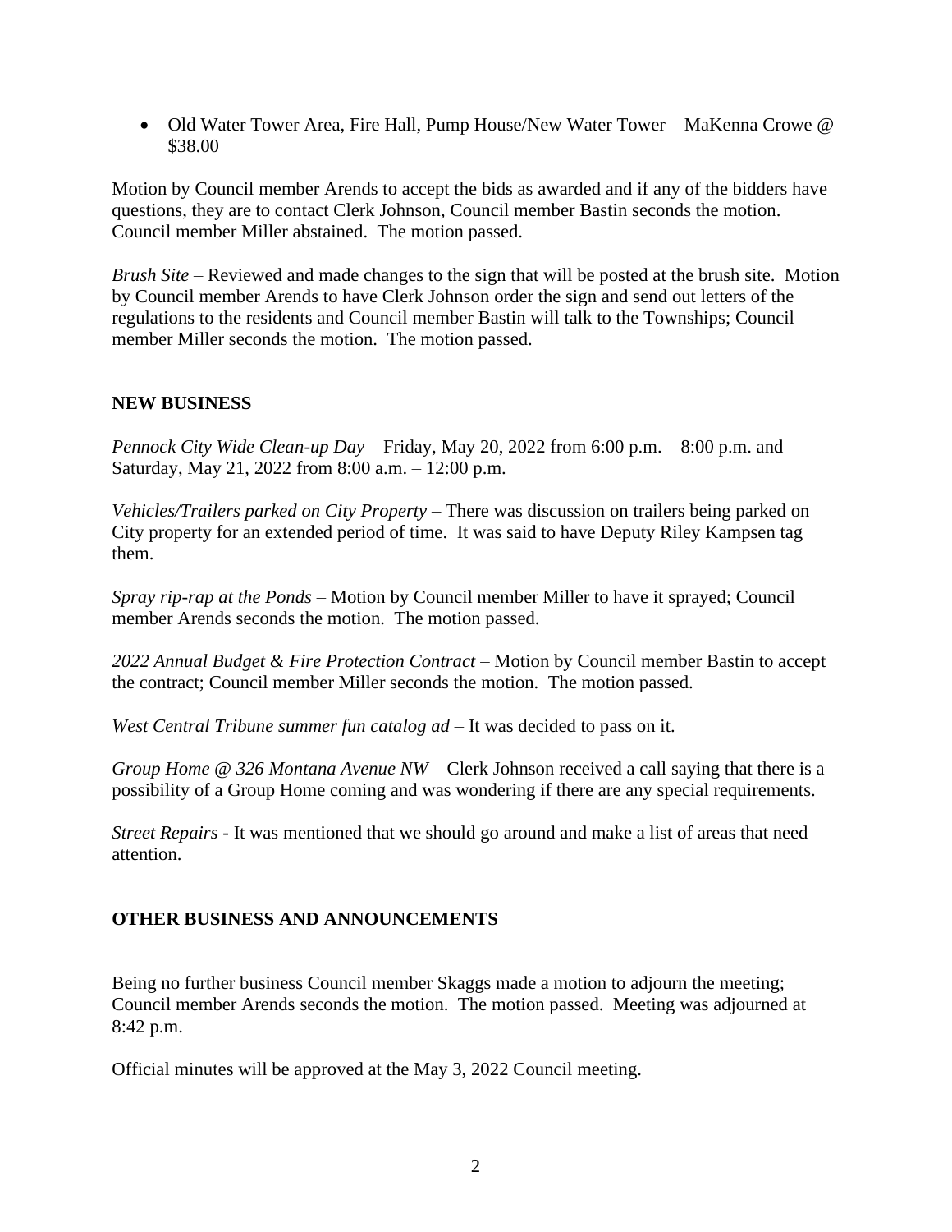- Old Water Tower Area, Fire Hall, Pump House/New Water Tower – MaKenna Crowe @ $38.00

Motion by Council member Arends to accept the bids as awarded and if any of the bidders have questions, they are to contact Clerk Johnson, Council member Bastin seconds the motion. Council member Miller abstained. The motion passed.

*Brush Site* – Reviewed and made changes to the sign that will be posted at the brush site. Motion by Council member Arends to have Clerk Johnson order the sign and send out letters of the regulations to the residents and Council member Bastin will talk to the Townships; Council member Miller seconds the motion. The motion passed.

**NEW BUSINESS**

*Pennock City Wide Clean-up Day* – Friday, May 20, 2022 from 6:00 p.m. – 8:00 p.m. and Saturday, May 21, 2022 from 8:00 a.m. – 12:00 p.m.

*Vehicles/Trailers parked on City Property* – There was discussion on trailers being parked on City property for an extended period of time. It was said to have Deputy Riley Kampsen tag them.

*Spray rip-rap at the Ponds* – Motion by Council member Miller to have it sprayed; Council member Arends seconds the motion. The motion passed.

*2022 Annual Budget & Fire Protection Contract* – Motion by Council member Bastin to accept the contract; Council member Miller seconds the motion. The motion passed.

*West Central Tribune summer fun catalog ad* – It was decided to pass on it.

*Group Home @ 326 Montana Avenue NW* – Clerk Johnson received a call saying that there is a possibility of a Group Home coming and was wondering if there are any special requirements.

*Street Repairs* - It was mentioned that we should go around and make a list of areas that need attention.

**OTHER BUSINESS AND ANNOUNCEMENTS**

Being no further business Council member Skaggs made a motion to adjourn the meeting; Council member Arends seconds the motion. The motion passed. Meeting was adjourned at 8:42 p.m.

Official minutes will be approved at the May 3, 2022 Council meeting.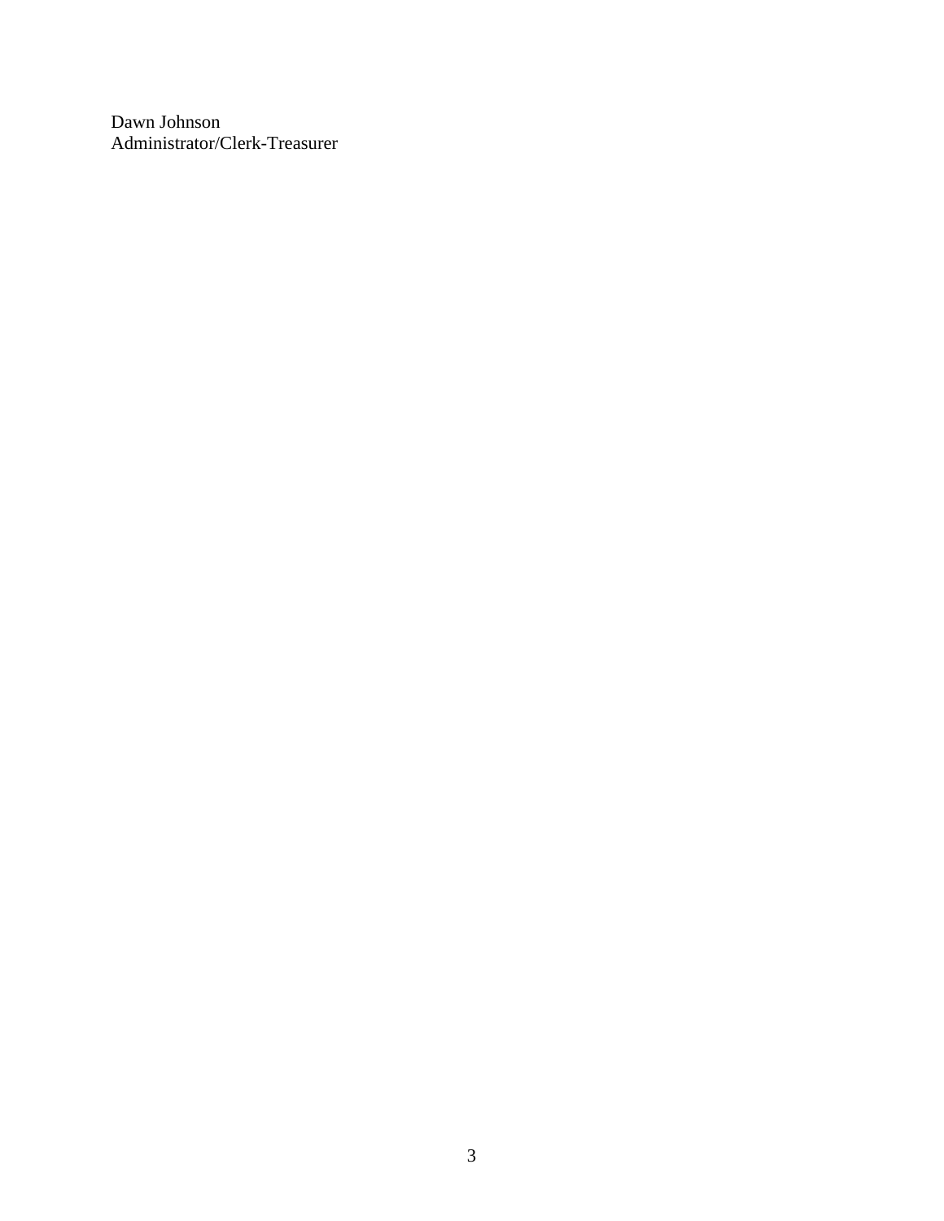Dawn Johnson
Administrator/Clerk-Treasurer